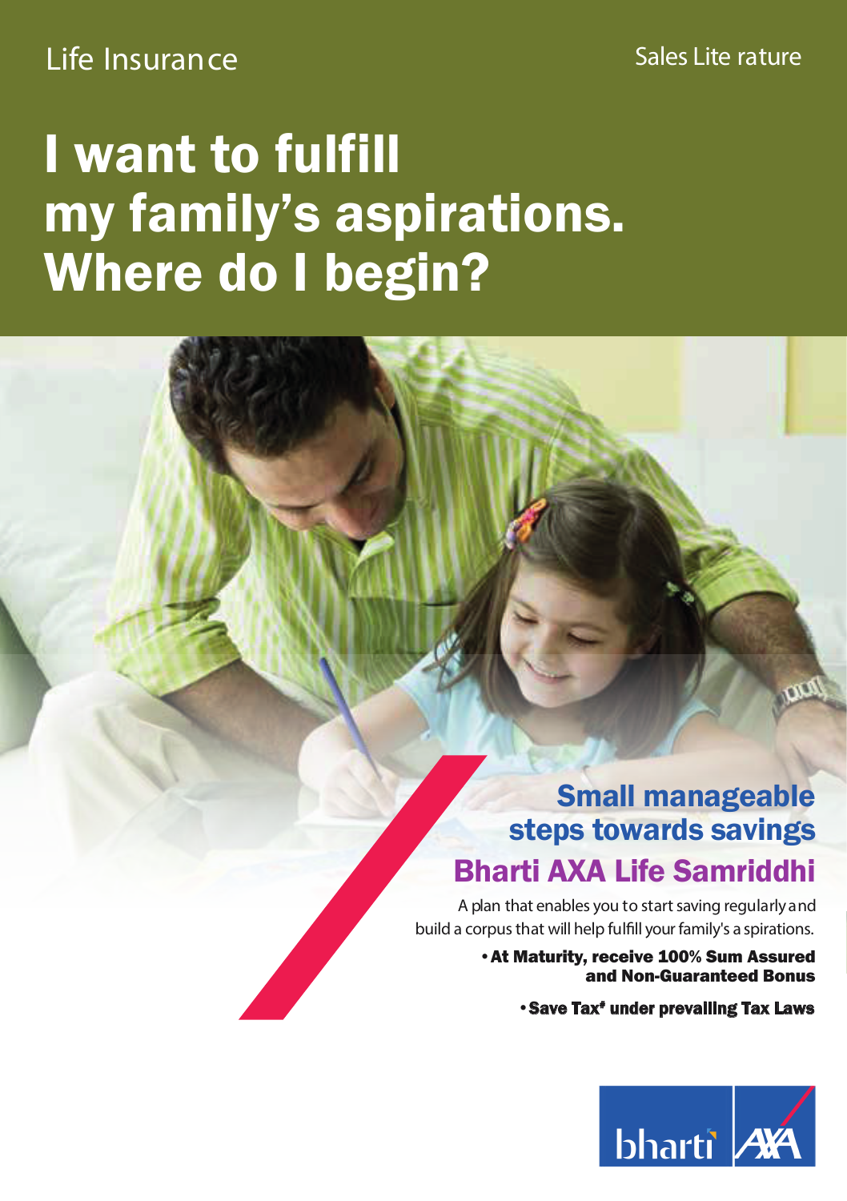Life Insurance

Sales Literature

# I want to fulfill my family's aspirations. Where do I begin?

## Small manageable steps towards savings

## Bharti AXA Life Samriddhi

A plan that enables you to start saving regularly and build a corpus that will help fulfill your family's aspirations.

- **At Maturity, receive 100% Sum Assured and Non-Guaranteed Bonus**
- **Save Tax# under prevailing Tax Laws**

bharti AXA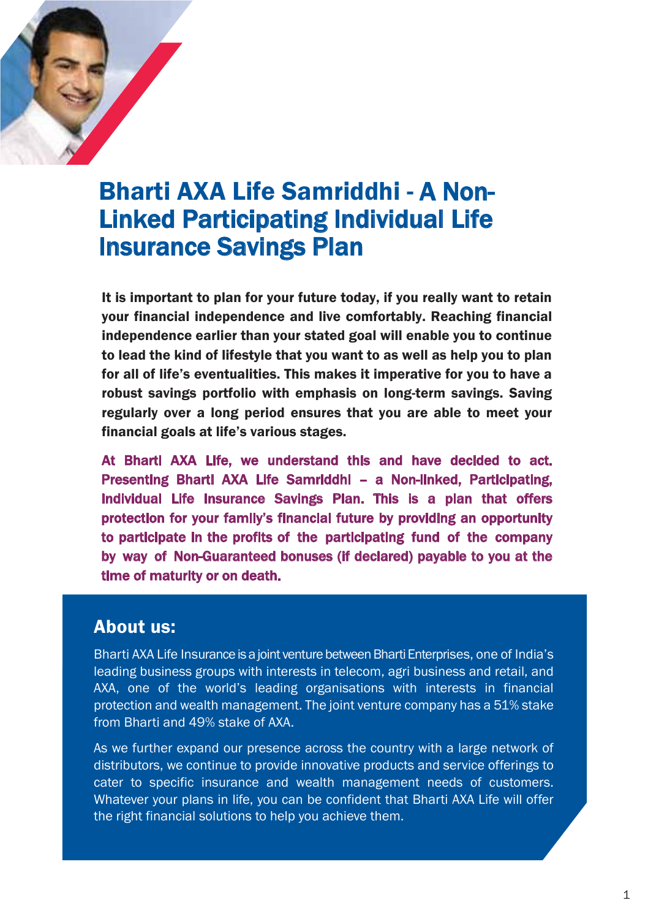# Bharti AXA Life Samriddhi - A Non-Linked Participating Individual Life Insurance Savings Plan

**It is important to plan for your future today, if you really want to retain your financial independence and live comfortably. Reaching financial independence earlier than your stated goal will enable you to continue to lead the kind of lifestyle that you want to as well as help you to plan for all of life's eventualities. This makes it imperative for you to have a robust savings portfolio with emphasis on long-term savings. Saving regularly over a long period ensures that you are able to meet your financial goals at life's various stages.**

**At Bharti AXA Life, we understand this and have decided to act. Presenting Bharti AXA Life Samriddhi – a Non-linked, Participating, Individual Life Insurance Savings Plan. This is a plan that offers protection for your family's financial future by providing an opportunity to participate in the profits of the participating fund of the company by way of Non-Guaranteed bonuses (if declared) payable to you at the time of maturity or on death.**

## About us:

Bharti AXA Life Insurance is a joint venture between Bharti Enterprises, one of India's leading business groups with interests in telecom, agri business and retail, and AXA, one of the world's leading organisations with interests in financial protection and wealth management. The joint venture company has a 51% stake from Bharti and 49% stake of AXA.

As we further expand our presence across the country with a large network of distributors, we continue to provide innovative products and service offerings to cater to specific insurance and wealth management needs of customers. Whatever your plans in life, you can be confident that Bharti AXA Life will offer the right financial solutions to help you achieve them.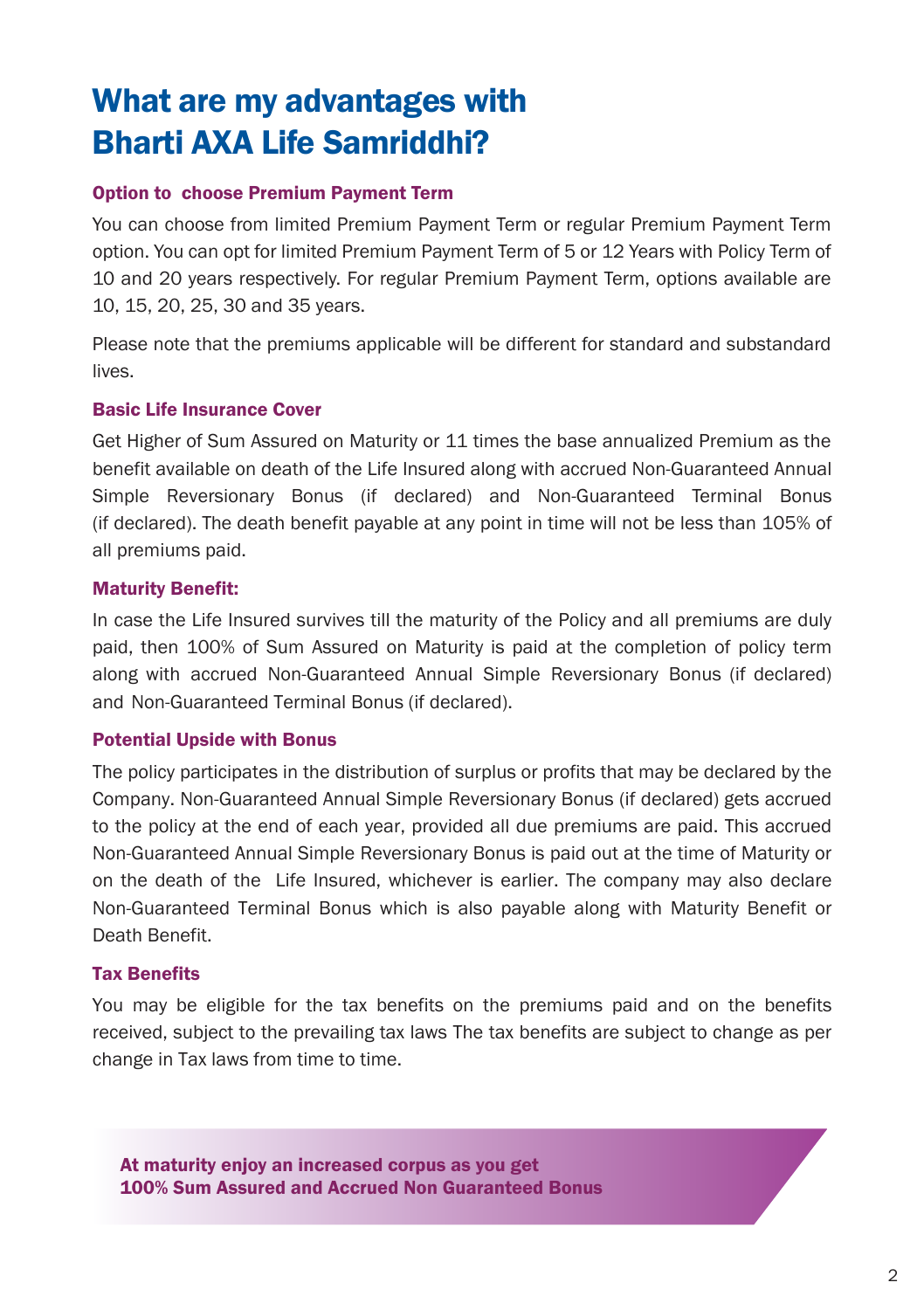# What are my advantages with Bharti AXA Life Samriddhi?

### Option to choose Premium Payment Term

You can choose from limited Premium Payment Term or regular Premium Payment Term option. You can opt for limited Premium Payment Term of 5 or 12 Years with Policy Term of 10 and 20 years respectively. For regular Premium Payment Term, options available are 10, 15, 20, 25, 30 and 35 years.

Please note that the premiums applicable will be different for standard and substandard lives.

### Basic Life Insurance Cover

Get Higher of Sum Assured on Maturity or 11 times the base annualized Premium as the benefit available on death of the Life Insured along with accrued Non-Guaranteed Annual Simple Reversionary Bonus (if declared) and Non-Guaranteed Terminal Bonus (if declared). The death benefit payable at any point in time will not be less than 105% of all premiums paid.

### Maturity Benefit:

In case the Life Insured survives till the maturity of the Policy and all premiums are duly paid, then 100% of Sum Assured on Maturity is paid at the completion of policy term along with accrued Non-Guaranteed Annual Simple Reversionary Bonus (if declared) and Non-Guaranteed Terminal Bonus (if declared).

### Potential Upside with Bonus

The policy participates in the distribution of surplus or profits that may be declared by the Company. Non-Guaranteed Annual Simple Reversionary Bonus (if declared) gets accrued to the policy at the end of each year, provided all due premiums are paid. This accrued Non-Guaranteed Annual Simple Reversionary Bonus is paid out at the time of Maturity or on the death of the Life Insured, whichever is earlier. The company may also declare Non-Guaranteed Terminal Bonus which is also payable along with Maturity Benefit or Death Benefit.

### Tax Benefits

You may be eligible for the tax benefits on the premiums paid and on the benefits received, subject to the prevailing tax laws The tax benefits are subject to change as per change in Tax laws from time to time.

**At maturity enjoy an increased corpus as you get 100% Sum Assured and Accrued Non Guaranteed Bonus**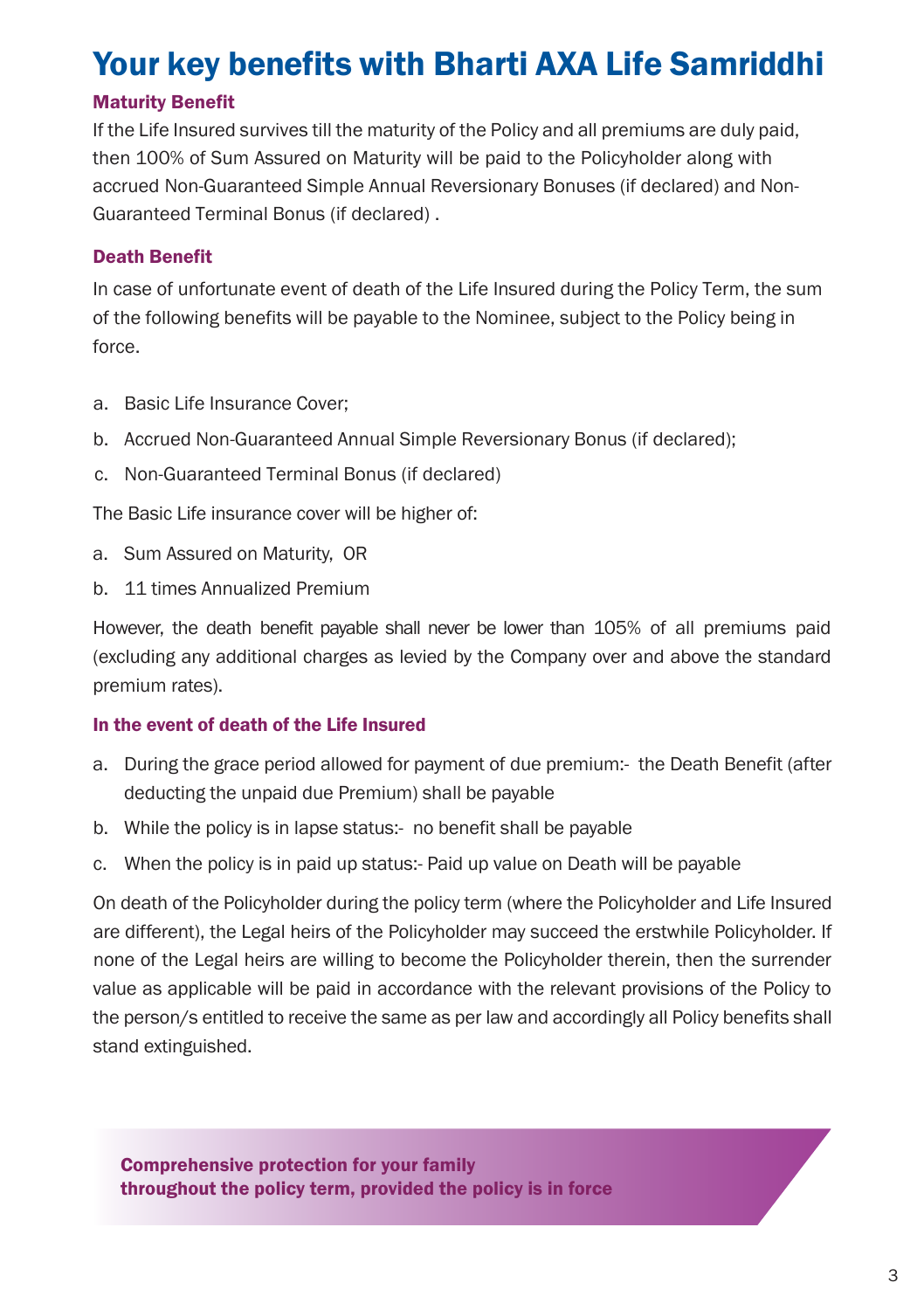# Your key benefits with Bharti AXA Life Samriddhi

### Maturity Benefit

If the Life Insured survives till the maturity of the Policy and all premiums are duly paid, then 100% of Sum Assured on Maturity will be paid to the Policyholder along with accrued Non-Guaranteed Simple Annual Reversionary Bonuses (if declared) and Non-Guaranteed Terminal Bonus (if declared) .

### Death Benefit

In case of unfortunate event of death of the Life Insured during the Policy Term, the sum of the following benefits will be payable to the Nominee, subject to the Policy being in force.

a. Basic Life Insurance Cover;
b. Accrued Non-Guaranteed Annual Simple Reversionary Bonus (if declared);
c. Non-Guaranteed Terminal Bonus (if declared)

The Basic Life insurance cover will be higher of:

a. Sum Assured on Maturity, OR
b. 11 times Annualized Premium

However, the death benefit payable shall never be lower than 105% of all premiums paid (excluding any additional charges as levied by the Company over and above the standard premium rates).

### In the event of death of the Life Insured

a. During the grace period allowed for payment of due premium:- the Death Benefit (after deducting the unpaid due Premium) shall be payable
b. While the policy is in lapse status:- no benefit shall be payable
c. When the policy is in paid up status:- Paid up value on Death will be payable

On death of the Policyholder during the policy term (where the Policyholder and Life Insured are different), the Legal heirs of the Policyholder may succeed the erstwhile Policyholder. If none of the Legal heirs are willing to become the Policyholder therein, then the surrender value as applicable will be paid in accordance with the relevant provisions of the Policy to the person/s entitled to receive the same as per law and accordingly all Policy benefits shall stand extinguished.

**Comprehensive protection for your family throughout the policy term, provided the policy is in force**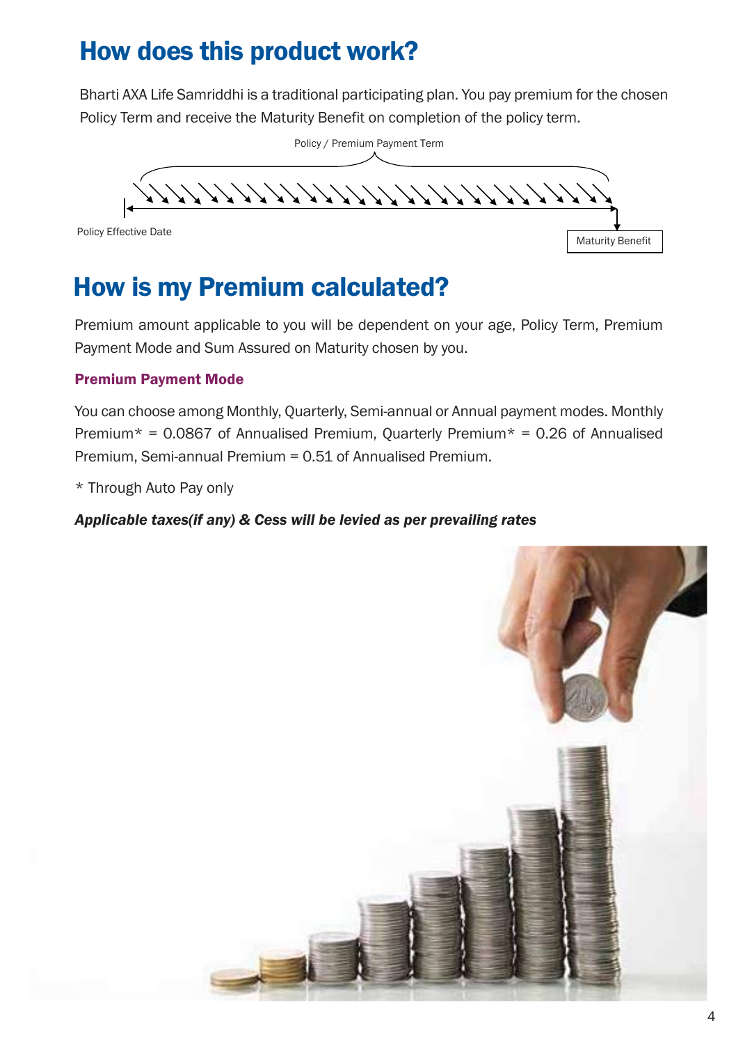# How does this product work?

Bharti AXA Life Samriddhi is a traditional participating plan. You pay premium for the chosen Policy Term and receive the Maturity Benefit on completion of the policy term.

Policy / Premium Payment Term

Policy Effective Date

Maturity Benefit

# How is my Premium calculated?

Premium amount applicable to you will be dependent on your age, Policy Term, Premium Payment Mode and Sum Assured on Maturity chosen by you.

### Premium Payment Mode

You can choose among Monthly, Quarterly, Semi-annual or Annual payment modes. Monthly Premium* = 0.0867 of Annualised Premium, Quarterly Premium* = 0.26 of Annualised Premium, Semi-annual Premium = 0.51 of Annualised Premium.

* Through Auto Pay only

***Applicable taxes(if any) & Cess will be levied as per prevailing rates***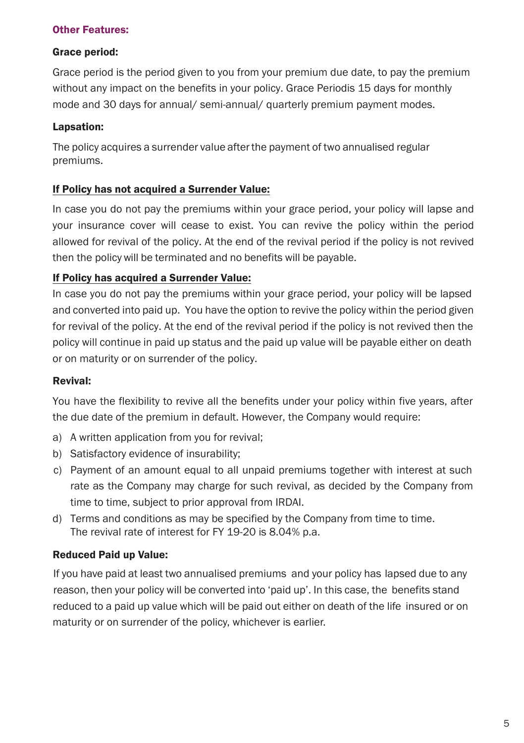## Other Features:

### Grace period:

Grace period is the period given to you from your premium due date, to pay the premium without any impact on the benefits in your policy. Grace Periodis 15 days for monthly mode and 30 days for annual/ semi-annual/ quarterly premium payment modes.

### Lapsation:

The policy acquires a surrender value after the payment of two annualised regular premiums.

**<u>If Policy has not acquired a Surrender Value:</u>**

In case you do not pay the premiums within your grace period, your policy will lapse and your insurance cover will cease to exist. You can revive the policy within the period allowed for revival of the policy. At the end of the revival period if the policy is not revived then the policy will be terminated and no benefits will be payable.

**<u>If Policy has acquired a Surrender Value:</u>**

In case you do not pay the premiums within your grace period, your policy will be lapsed and converted into paid up. You have the option to revive the policy within the period given for revival of the policy. At the end of the revival period if the policy is not revived then the policy will continue in paid up status and the paid up value will be payable either on death or on maturity or on surrender of the policy.

### Revival:

You have the flexibility to revive all the benefits under your policy within five years, after the due date of the premium in default. However, the Company would require:

a) A written application from you for revival;
b) Satisfactory evidence of insurability;
c) Payment of an amount equal to all unpaid premiums together with interest at such rate as the Company may charge for such revival, as decided by the Company from time to time, subject to prior approval from IRDAI.
d) Terms and conditions as may be specified by the Company from time to time.
The revival rate of interest for FY 19-20 is 8.04% p.a.

### Reduced Paid up Value:

If you have paid at least two annualised premiums and your policy has lapsed due to any reason, then your policy will be converted into 'paid up'. In this case, the benefits stand reduced to a paid up value which will be paid out either on death of the life insured or on maturity or on surrender of the policy, whichever is earlier.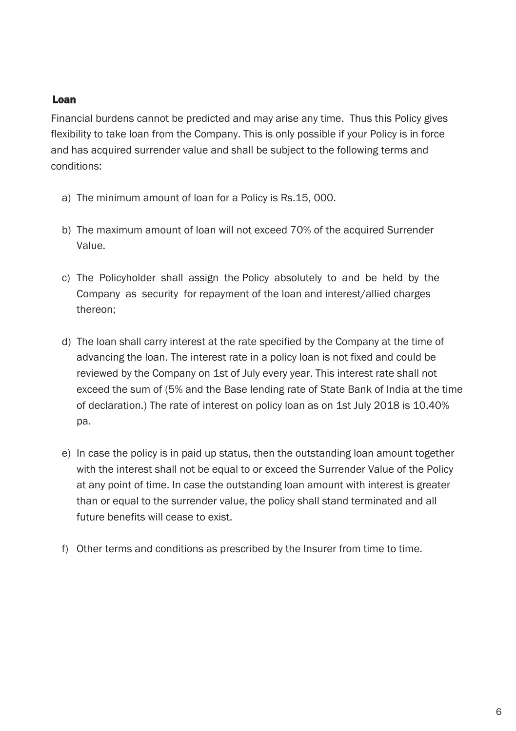## Loan

Financial burdens cannot be predicted and may arise any time. Thus this Policy gives flexibility to take loan from the Company. This is only possible if your Policy is in force and has acquired surrender value and shall be subject to the following terms and conditions:

a) The minimum amount of loan for a Policy is Rs.15, 000.

b) The maximum amount of loan will not exceed 70% of the acquired Surrender Value.

c) The Policyholder shall assign the Policy absolutely to and be held by the Company as security for repayment of the loan and interest/allied charges thereon;

d) The loan shall carry interest at the rate specified by the Company at the time of advancing the loan. The interest rate in a policy loan is not fixed and could be reviewed by the Company on 1st of July every year. This interest rate shall not exceed the sum of (5% and the Base lending rate of State Bank of India at the time of declaration.) The rate of interest on policy loan as on 1st July 2018 is 10.40% pa.

e) In case the policy is in paid up status, then the outstanding loan amount together with the interest shall not be equal to or exceed the Surrender Value of the Policy at any point of time. In case the outstanding loan amount with interest is greater than or equal to the surrender value, the policy shall stand terminated and all future benefits will cease to exist.

f) Other terms and conditions as prescribed by the Insurer from time to time.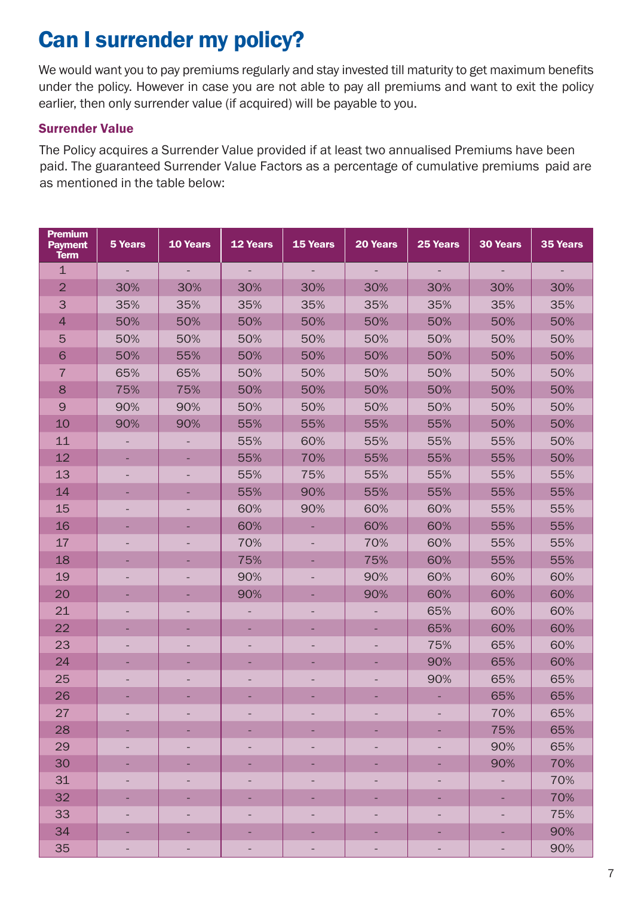# Can I surrender my policy?

We would want you to pay premiums regularly and stay invested till maturity to get maximum benefits under the policy. However in case you are not able to pay all premiums and want to exit the policy earlier, then only surrender value (if acquired) will be payable to you.

### Surrender Value

The Policy acquires a Surrender Value provided if at least two annualised Premiums have been paid. The guaranteed Surrender Value Factors as a percentage of cumulative premiums paid are as mentioned in the table below:

| Premium Payment Term | 5 Years | 10 Years | 12 Years | 15 Years | 20 Years | 25 Years | 30 Years | 35 Years |
|---|---|---|---|---|---|---|---|---|
| 1 | - | - | - | - | - | - | - | - |
| 2 | 30% | 30% | 30% | 30% | 30% | 30% | 30% | 30% |
| 3 | 35% | 35% | 35% | 35% | 35% | 35% | 35% | 35% |
| 4 | 50% | 50% | 50% | 50% | 50% | 50% | 50% | 50% |
| 5 | 50% | 50% | 50% | 50% | 50% | 50% | 50% | 50% |
| 6 | 50% | 55% | 50% | 50% | 50% | 50% | 50% | 50% |
| 7 | 65% | 65% | 50% | 50% | 50% | 50% | 50% | 50% |
| 8 | 75% | 75% | 50% | 50% | 50% | 50% | 50% | 50% |
| 9 | 90% | 90% | 50% | 50% | 50% | 50% | 50% | 50% |
| 10 | 90% | 90% | 55% | 55% | 55% | 55% | 50% | 50% |
| 11 | - | - | 55% | 60% | 55% | 55% | 55% | 50% |
| 12 | - | - | 55% | 70% | 55% | 55% | 55% | 50% |
| 13 | - | - | 55% | 75% | 55% | 55% | 55% | 55% |
| 14 | - | - | 55% | 90% | 55% | 55% | 55% | 55% |
| 15 | - | - | 60% | 90% | 60% | 60% | 55% | 55% |
| 16 | - | - | 60% | - | 60% | 60% | 55% | 55% |
| 17 | - | - | 70% | - | 70% | 60% | 55% | 55% |
| 18 | - | - | 75% | - | 75% | 60% | 55% | 55% |
| 19 | - | - | 90% | - | 90% | 60% | 60% | 60% |
| 20 | - | - | 90% | - | 90% | 60% | 60% | 60% |
| 21 | - | - | - | - | - | 65% | 60% | 60% |
| 22 | - | - | - | - | - | 65% | 60% | 60% |
| 23 | - | - | - | - | - | 75% | 65% | 60% |
| 24 | - | - | - | - | - | 90% | 65% | 60% |
| 25 | - | - | - | - | - | 90% | 65% | 65% |
| 26 | - | - | - | - | - | - | 65% | 65% |
| 27 | - | - | - | - | - | - | 70% | 65% |
| 28 | - | - | - | - | - | - | 75% | 65% |
| 29 | - | - | - | - | - | - | 90% | 65% |
| 30 | - | - | - | - | - | - | 90% | 70% |
| 31 | - | - | - | - | - | - | - | 70% |
| 32 | - | - | - | - | - | - | - | 70% |
| 33 | - | - | - | - | - | - | - | 75% |
| 34 | - | - | - | - | - | - | - | 90% |
| 35 | - | - | - | - | - | - | - | 90% |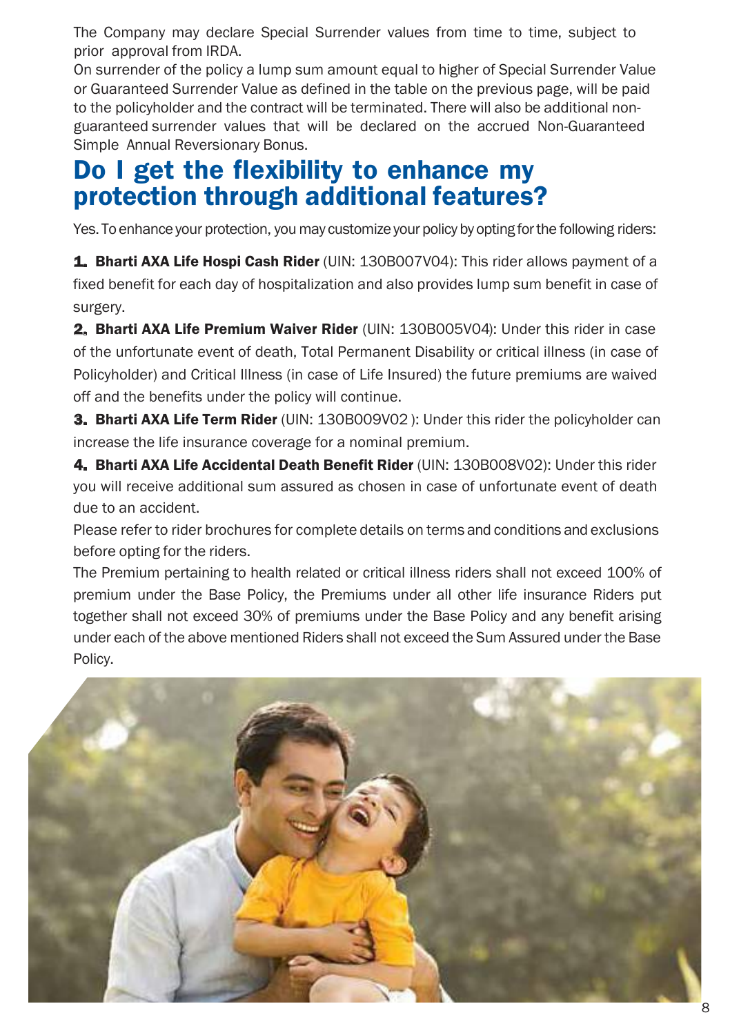The Company may declare Special Surrender values from time to time, subject to prior approval from IRDA.

On surrender of the policy a lump sum amount equal to higher of Special Surrender Value or Guaranteed Surrender Value as defined in the table on the previous page, will be paid to the policyholder and the contract will be terminated. There will also be additional non-guaranteed surrender values that will be declared on the accrued Non-Guaranteed Simple Annual Reversionary Bonus.

## Do I get the flexibility to enhance my protection through additional features?

Yes. To enhance your protection, you may customize your policy by opting for the following riders:

1. **Bharti AXA Life Hospi Cash Rider** (UIN: 130B007V04): This rider allows payment of a fixed benefit for each day of hospitalization and also provides lump sum benefit in case of surgery.
2. **Bharti AXA Life Premium Waiver Rider** (UIN: 130B005V04): Under this rider in case of the unfortunate event of death, Total Permanent Disability or critical illness (in case of Policyholder) and Critical Illness (in case of Life Insured) the future premiums are waived off and the benefits under the policy will continue.
3. **Bharti AXA Life Term Rider** (UIN: 130B009V02 ): Under this rider the policyholder can increase the life insurance coverage for a nominal premium.
4. **Bharti AXA Life Accidental Death Benefit Rider** (UIN: 130B008V02): Under this rider you will receive additional sum assured as chosen in case of unfortunate event of death due to an accident.

Please refer to rider brochures for complete details on terms and conditions and exclusions before opting for the riders.

The Premium pertaining to health related or critical illness riders shall not exceed 100% of premium under the Base Policy, the Premiums under all other life insurance Riders put together shall not exceed 30% of premiums under the Base Policy and any benefit arising under each of the above mentioned Riders shall not exceed the Sum Assured under the Base Policy.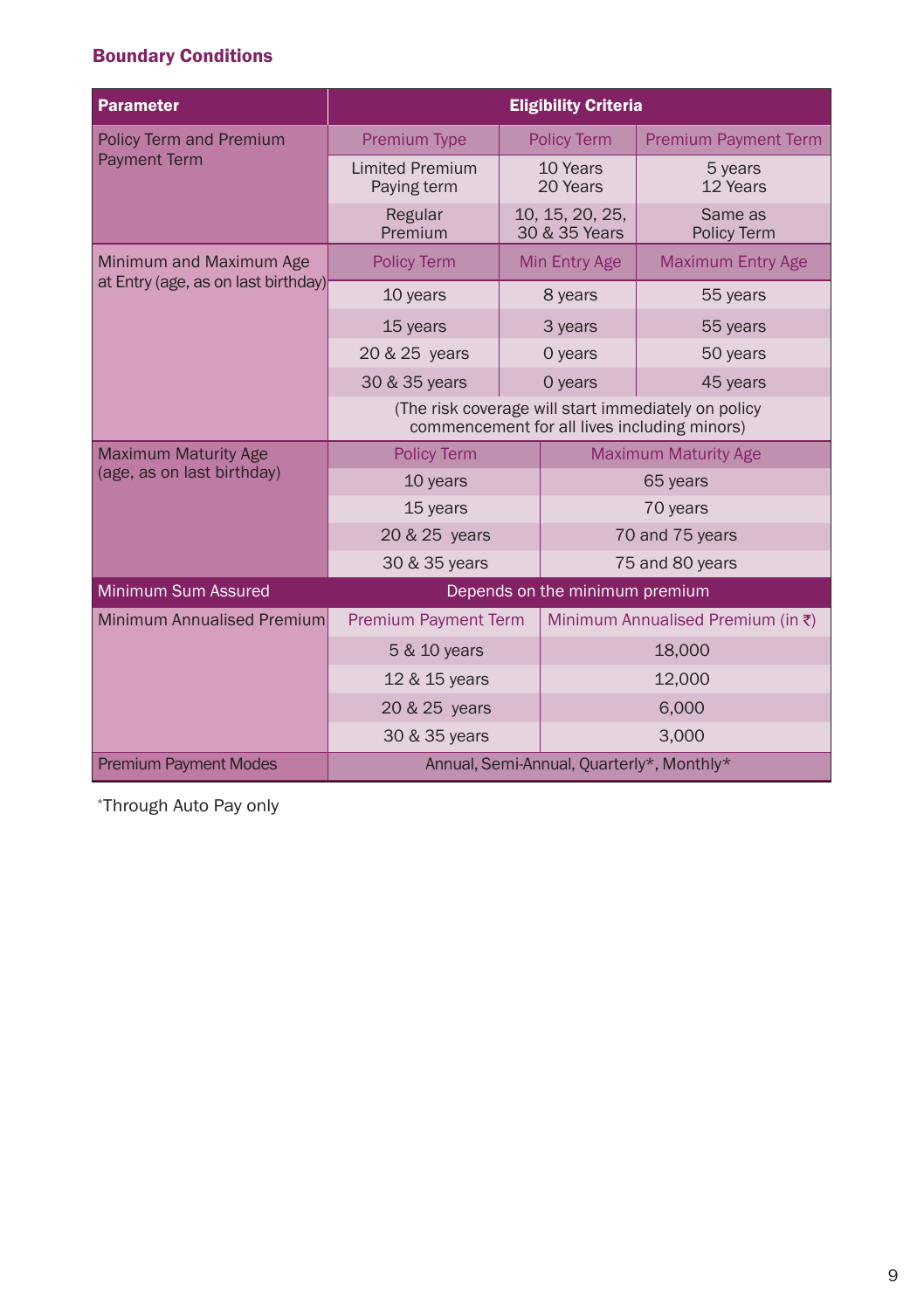### Boundary Conditions

| Parameter | Eligibility Criteria | | |
|---|---|---|---|
| Policy Term and Premium Payment Term | Premium Type | Policy Term | Premium Payment Term |
| | Limited Premium Paying term | 10 Years<br>20 Years | 5 years<br>12 Years |
| | Regular Premium | 10, 15, 20, 25, 30 & 35 Years | Same as Policy Term |
| Minimum and Maximum Age at Entry (age, as on last birthday) | Policy Term | Min Entry Age | Maximum Entry Age |
| | 10 years | 8 years | 55 years |
| | 15 years | 3 years | 55 years |
| | 20 & 25 years | 0 years | 50 years |
| | 30 & 35 years | 0 years | 45 years |
| | (The risk coverage will start immediately on policy commencement for all lives including minors) | | |
| Maximum Maturity Age (age, as on last birthday) | Policy Term | Maximum Maturity Age | |
| | 10 years | 65 years | |
| | 15 years | 70 years | |
| | 20 & 25 years | 70 and 75 years | |
| | 30 & 35 years | 75 and 80 years | |
| Minimum Sum Assured | Depends on the minimum premium | | |
| Minimum Annualised Premium | Premium Payment Term | Minimum Annualised Premium (in ₹) | |
| | 5 & 10 years | 18,000 | |
| | 12 & 15 years | 12,000 | |
| | 20 & 25 years | 6,000 | |
| | 30 & 35 years | 3,000 | |
| Premium Payment Modes | Annual, Semi-Annual, Quarterly*, Monthly* | | |

*Through Auto Pay only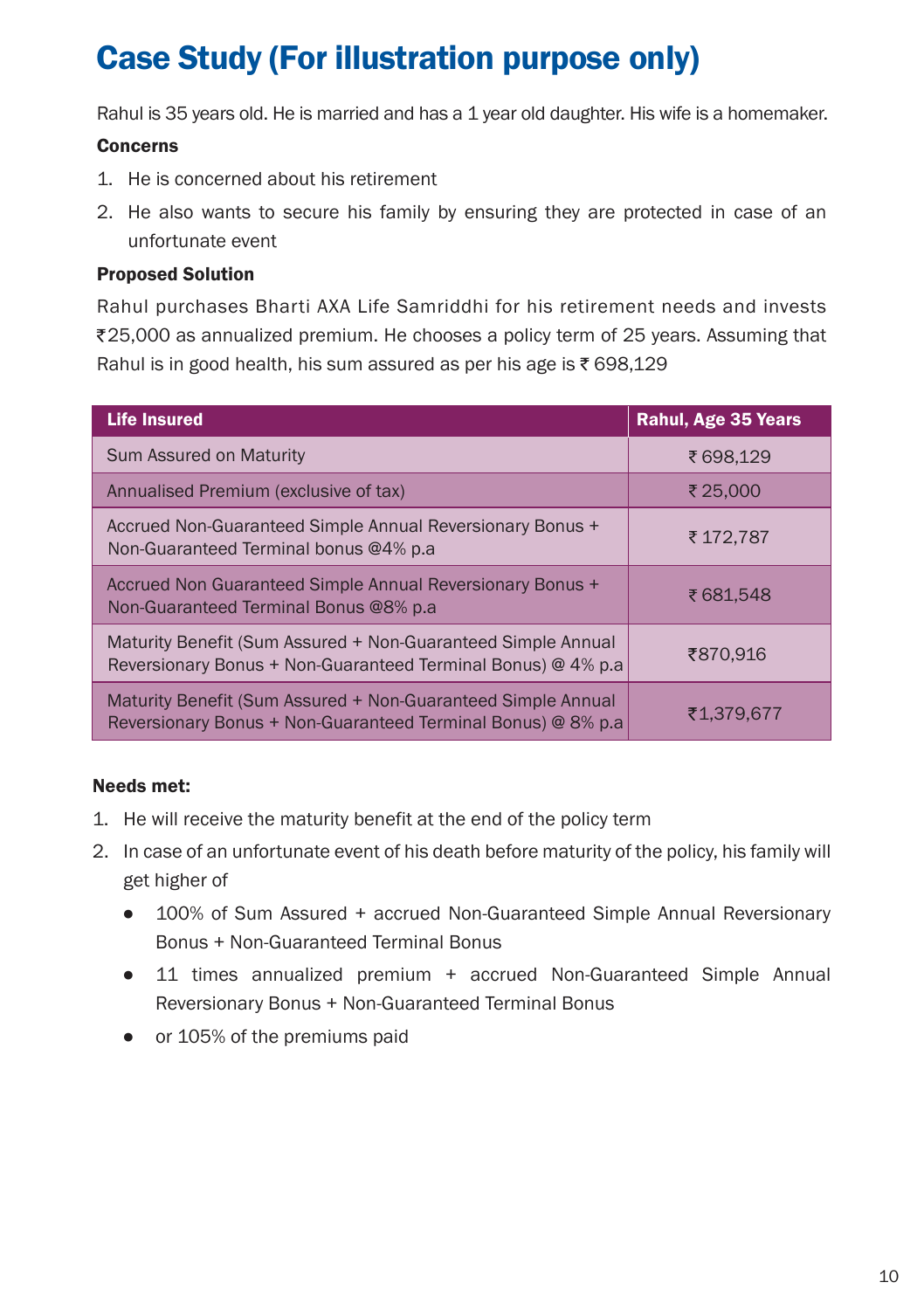# Case Study (For illustration purpose only)

Rahul is 35 years old. He is married and has a 1 year old daughter. His wife is a homemaker.

**Concerns**

1. He is concerned about his retirement
2. He also wants to secure his family by ensuring they are protected in case of an unfortunate event

**Proposed Solution**

Rahul purchases Bharti AXA Life Samriddhi for his retirement needs and invests ₹25,000 as annualized premium. He chooses a policy term of 25 years. Assuming that Rahul is in good health, his sum assured as per his age is ₹ 698,129

| Life Insured | Rahul, Age 35 Years |
|---|---|
| Sum Assured on Maturity | ₹ 698,129 |
| Annualised Premium (exclusive of tax) | ₹ 25,000 |
| Accrued Non-Guaranteed Simple Annual Reversionary Bonus + Non-Guaranteed Terminal bonus @4% p.a | ₹ 172,787 |
| Accrued Non Guaranteed Simple Annual Reversionary Bonus + Non-Guaranteed Terminal Bonus @8% p.a | ₹ 681,548 |
| Maturity Benefit (Sum Assured + Non-Guaranteed Simple Annual Reversionary Bonus + Non-Guaranteed Terminal Bonus) @ 4% p.a | ₹870,916 |
| Maturity Benefit (Sum Assured + Non-Guaranteed Simple Annual Reversionary Bonus + Non-Guaranteed Terminal Bonus) @ 8% p.a | ₹1,379,677 |

**Needs met:**

1. He will receive the maturity benefit at the end of the policy term
2. In case of an unfortunate event of his death before maturity of the policy, his family will get higher of
   - 100% of Sum Assured + accrued Non-Guaranteed Simple Annual Reversionary Bonus + Non-Guaranteed Terminal Bonus
   - 11 times annualized premium + accrued Non-Guaranteed Simple Annual Reversionary Bonus + Non-Guaranteed Terminal Bonus
   - or 105% of the premiums paid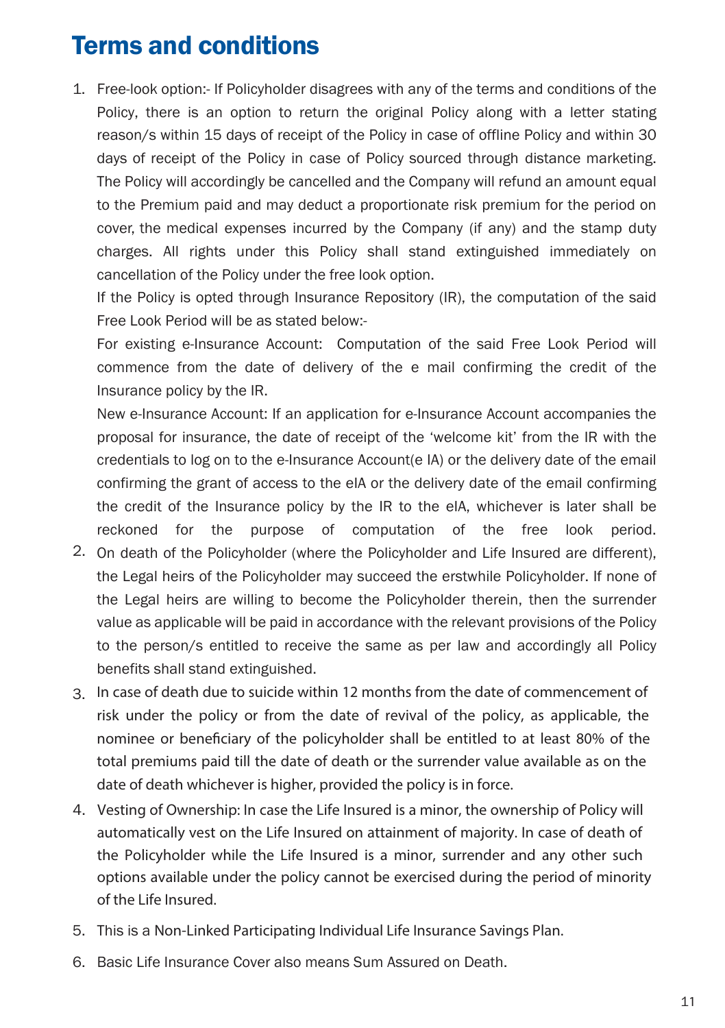# Terms and conditions

1. Free-look option:- If Policyholder disagrees with any of the terms and conditions of the Policy, there is an option to return the original Policy along with a letter stating reason/s within 15 days of receipt of the Policy in case of offline Policy and within 30 days of receipt of the Policy in case of Policy sourced through distance marketing. The Policy will accordingly be cancelled and the Company will refund an amount equal to the Premium paid and may deduct a proportionate risk premium for the period on cover, the medical expenses incurred by the Company (if any) and the stamp duty charges. All rights under this Policy shall stand extinguished immediately on cancellation of the Policy under the free look option.

   If the Policy is opted through Insurance Repository (IR), the computation of the said Free Look Period will be as stated below:-

   For existing e-Insurance Account: Computation of the said Free Look Period will commence from the date of delivery of the e mail confirming the credit of the Insurance policy by the IR.

   New e-Insurance Account: If an application for e-Insurance Account accompanies the proposal for insurance, the date of receipt of the 'welcome kit' from the IR with the credentials to log on to the e-Insurance Account(e IA) or the delivery date of the email confirming the grant of access to the eIA or the delivery date of the email confirming the credit of the Insurance policy by the IR to the eIA, whichever is later shall be reckoned for the purpose of computation of the free look period.

2. On death of the Policyholder (where the Policyholder and Life Insured are different), the Legal heirs of the Policyholder may succeed the erstwhile Policyholder. If none of the Legal heirs are willing to become the Policyholder therein, then the surrender value as applicable will be paid in accordance with the relevant provisions of the Policy to the person/s entitled to receive the same as per law and accordingly all Policy benefits shall stand extinguished.

3. In case of death due to suicide within 12 months from the date of commencement of risk under the policy or from the date of revival of the policy, as applicable, the nominee or beneficiary of the policyholder shall be entitled to at least 80% of the total premiums paid till the date of death or the surrender value available as on the date of death whichever is higher, provided the policy is in force.

4. Vesting of Ownership: In case the Life Insured is a minor, the ownership of Policy will automatically vest on the Life Insured on attainment of majority. In case of death of the Policyholder while the Life Insured is a minor, surrender and any other such options available under the policy cannot be exercised during the period of minority of the Life Insured.

5. This is a Non-Linked Participating Individual Life Insurance Savings Plan.

6. Basic Life Insurance Cover also means Sum Assured on Death.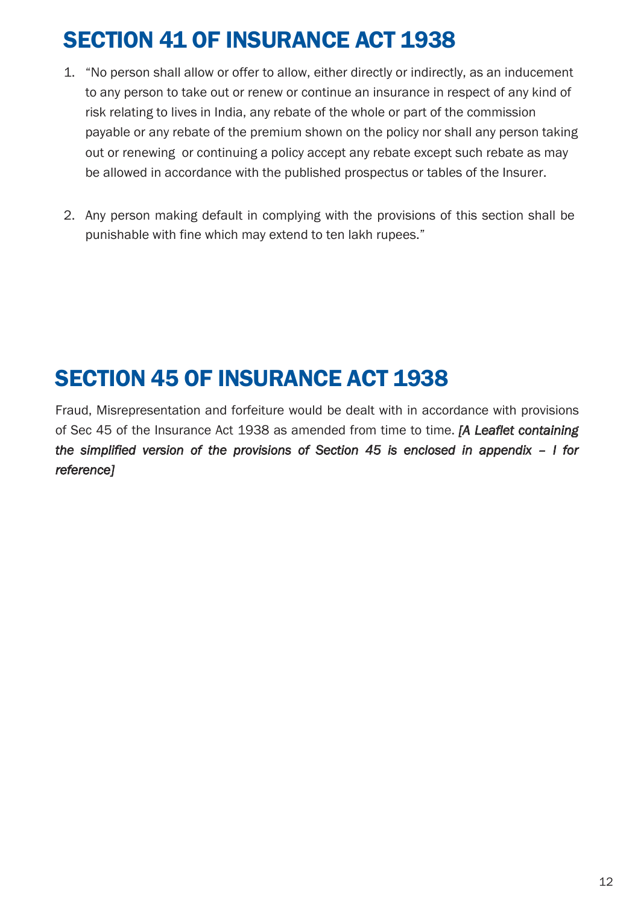# SECTION 41 OF INSURANCE ACT 1938

1. "No person shall allow or offer to allow, either directly or indirectly, as an inducement to any person to take out or renew or continue an insurance in respect of any kind of risk relating to lives in India, any rebate of the whole or part of the commission payable or any rebate of the premium shown on the policy nor shall any person taking out or renewing or continuing a policy accept any rebate except such rebate as may be allowed in accordance with the published prospectus or tables of the Insurer.

2. Any person making default in complying with the provisions of this section shall be punishable with fine which may extend to ten lakh rupees."

# SECTION 45 OF INSURANCE ACT 1938

Fraud, Misrepresentation and forfeiture would be dealt with in accordance with provisions of Sec 45 of the Insurance Act 1938 as amended from time to time. *[A Leaflet containing the simplified version of the provisions of Section 45 is enclosed in appendix – I for reference]*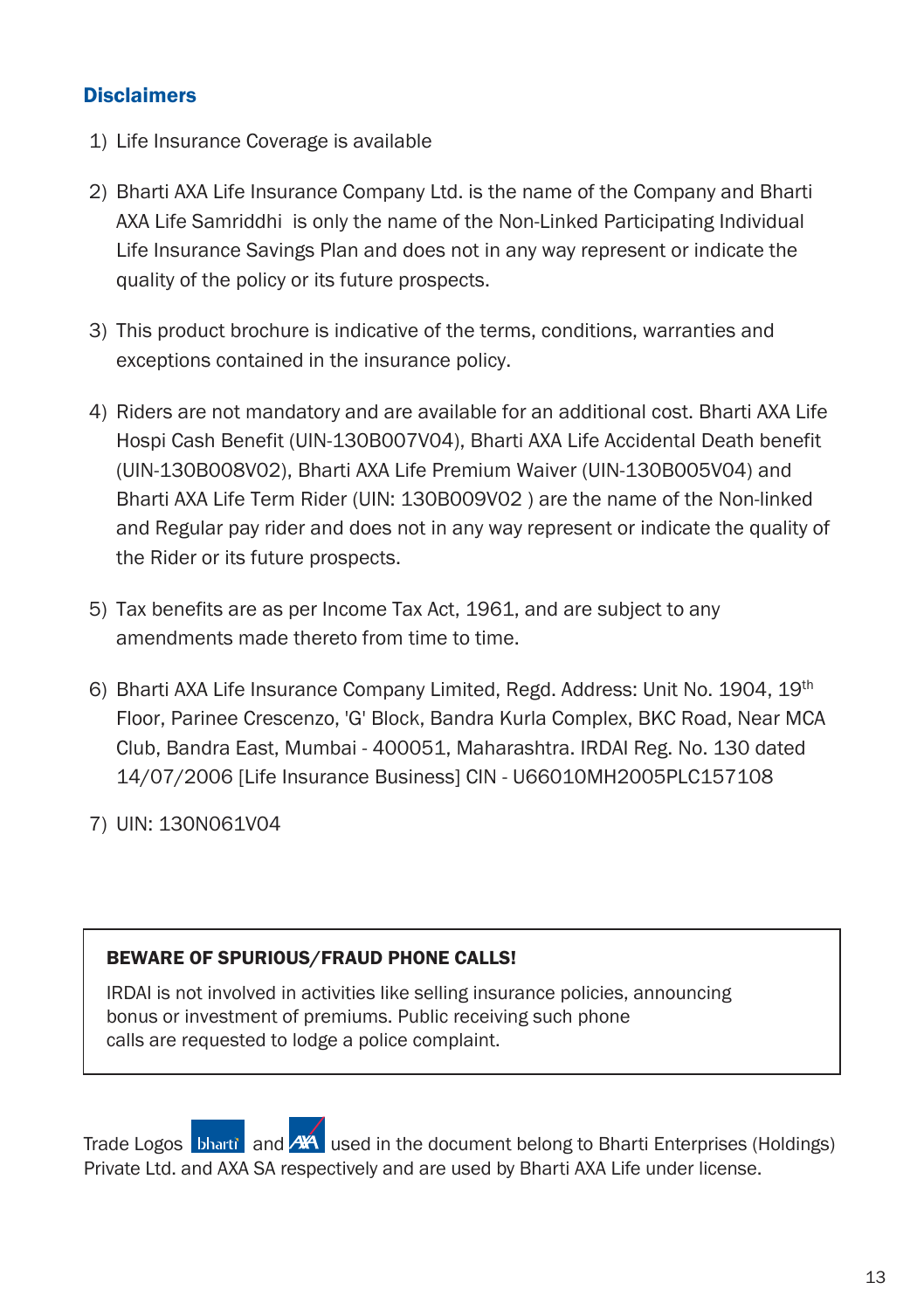## Disclaimers

1) Life Insurance Coverage is available
2) Bharti AXA Life Insurance Company Ltd. is the name of the Company and Bharti AXA Life Samriddhi is only the name of the Non-Linked Participating Individual Life Insurance Savings Plan and does not in any way represent or indicate the quality of the policy or its future prospects.
3) This product brochure is indicative of the terms, conditions, warranties and exceptions contained in the insurance policy.
4) Riders are not mandatory and are available for an additional cost. Bharti AXA Life Hospi Cash Benefit (UIN-130B007V04), Bharti AXA Life Accidental Death benefit (UIN-130B008V02), Bharti AXA Life Premium Waiver (UIN-130B005V04) and Bharti AXA Life Term Rider (UIN: 130B009V02 ) are the name of the Non-linked and Regular pay rider and does not in any way represent or indicate the quality of the Rider or its future prospects.
5) Tax benefits are as per Income Tax Act, 1961, and are subject to any amendments made thereto from time to time.
6) Bharti AXA Life Insurance Company Limited, Regd. Address: Unit No. 1904, 19th Floor, Parinee Crescenzo, 'G' Block, Bandra Kurla Complex, BKC Road, Near MCA Club, Bandra East, Mumbai - 400051, Maharashtra. IRDAI Reg. No. 130 dated 14/07/2006 [Life Insurance Business] CIN - U66010MH2005PLC157108
7) UIN: 130N061V04

**BEWARE OF SPURIOUS/FRAUD PHONE CALLS!**

IRDAI is not involved in activities like selling insurance policies, announcing bonus or investment of premiums. Public receiving such phone calls are requested to lodge a police complaint.

Trade Logos bharti and AXA used in the document belong to Bharti Enterprises (Holdings) Private Ltd. and AXA SA respectively and are used by Bharti AXA Life under license.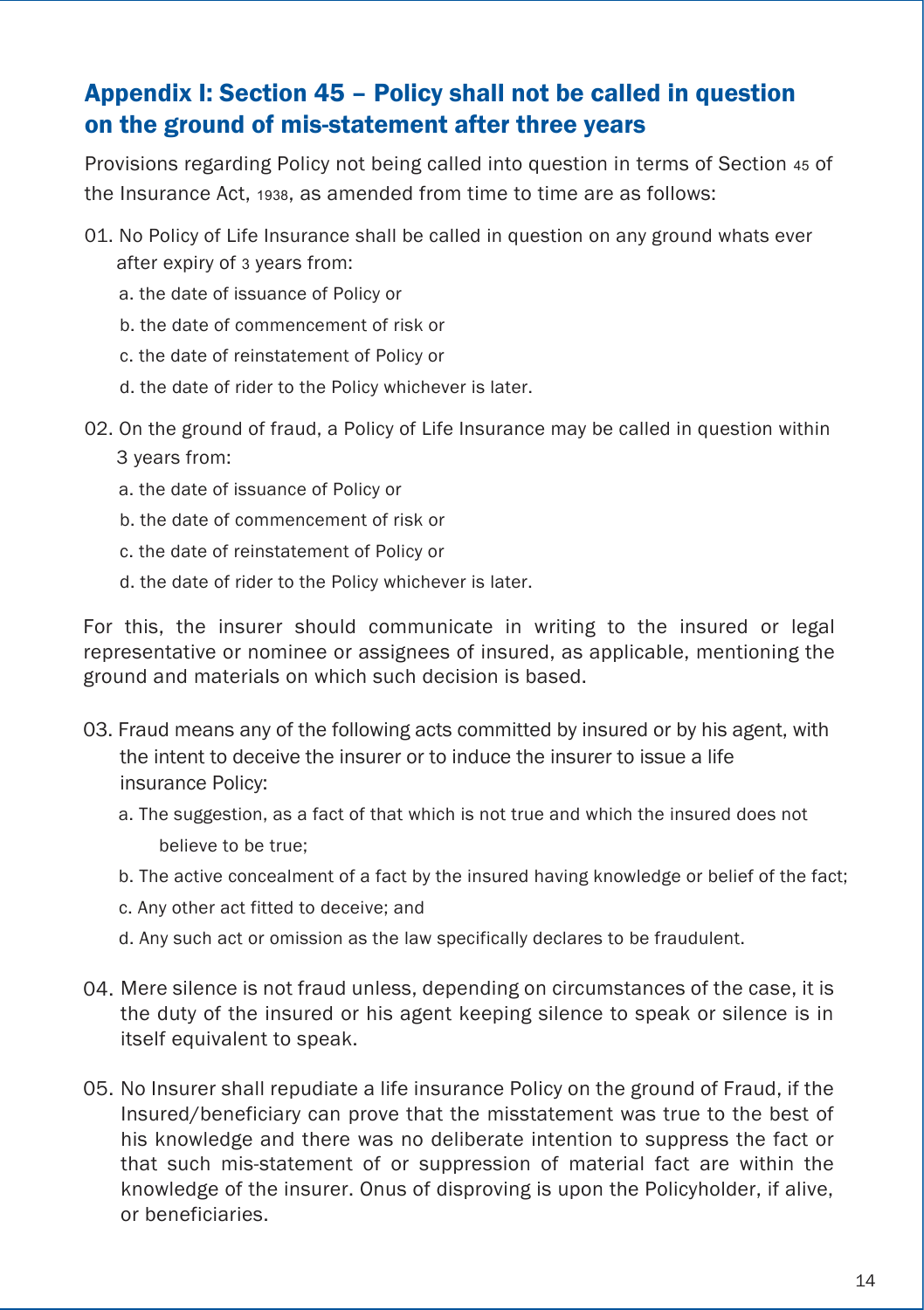## Appendix I: Section 45 – Policy shall not be called in question on the ground of mis-statement after three years

Provisions regarding Policy not being called into question in terms of Section 45 of the Insurance Act, 1938, as amended from time to time are as follows:

01. No Policy of Life Insurance shall be called in question on any ground whats ever after expiry of 3 years from:
    - a. the date of issuance of Policy or
    - b. the date of commencement of risk or
    - c. the date of reinstatement of Policy or
    - d. the date of rider to the Policy whichever is later.

02. On the ground of fraud, a Policy of Life Insurance may be called in question within 3 years from:
    - a. the date of issuance of Policy or
    - b. the date of commencement of risk or
    - c. the date of reinstatement of Policy or
    - d. the date of rider to the Policy whichever is later.

For this, the insurer should communicate in writing to the insured or legal representative or nominee or assignees of insured, as applicable, mentioning the ground and materials on which such decision is based.

03. Fraud means any of the following acts committed by insured or by his agent, with the intent to deceive the insurer or to induce the insurer to issue a life insurance Policy:
    - a. The suggestion, as a fact of that which is not true and which the insured does not believe to be true;
    - b. The active concealment of a fact by the insured having knowledge or belief of the fact;
    - c. Any other act fitted to deceive; and
    - d. Any such act or omission as the law specifically declares to be fraudulent.

04. Mere silence is not fraud unless, depending on circumstances of the case, it is the duty of the insured or his agent keeping silence to speak or silence is in itself equivalent to speak.

05. No Insurer shall repudiate a life insurance Policy on the ground of Fraud, if the Insured/beneficiary can prove that the misstatement was true to the best of his knowledge and there was no deliberate intention to suppress the fact or that such mis-statement of or suppression of material fact are within the knowledge of the insurer. Onus of disproving is upon the Policyholder, if alive, or beneficiaries.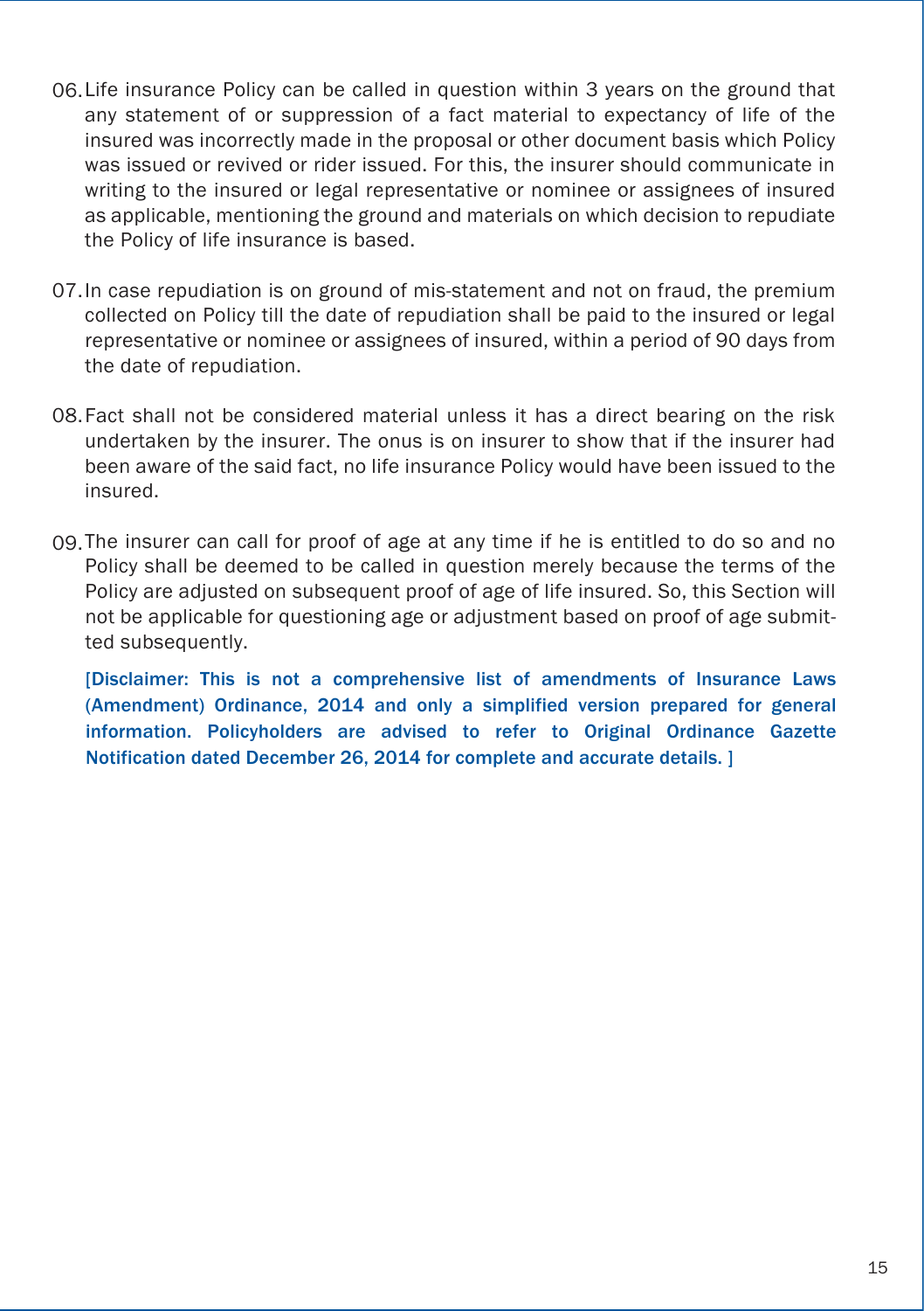06. Life insurance Policy can be called in question within 3 years on the ground that any statement of or suppression of a fact material to expectancy of life of the insured was incorrectly made in the proposal or other document basis which Policy was issued or revived or rider issued. For this, the insurer should communicate in writing to the insured or legal representative or nominee or assignees of insured as applicable, mentioning the ground and materials on which decision to repudiate the Policy of life insurance is based.

07. In case repudiation is on ground of mis-statement and not on fraud, the premium collected on Policy till the date of repudiation shall be paid to the insured or legal representative or nominee or assignees of insured, within a period of 90 days from the date of repudiation.

08. Fact shall not be considered material unless it has a direct bearing on the risk undertaken by the insurer. The onus is on insurer to show that if the insurer had been aware of the said fact, no life insurance Policy would have been issued to the insured.

09. The insurer can call for proof of age at any time if he is entitled to do so and no Policy shall be deemed to be called in question merely because the terms of the Policy are adjusted on subsequent proof of age of life insured. So, this Section will not be applicable for questioning age or adjustment based on proof of age submitted subsequently.

**[Disclaimer: This is not a comprehensive list of amendments of Insurance Laws (Amendment) Ordinance, 2014 and only a simplified version prepared for general information. Policyholders are advised to refer to Original Ordinance Gazette Notification dated December 26, 2014 for complete and accurate details. ]**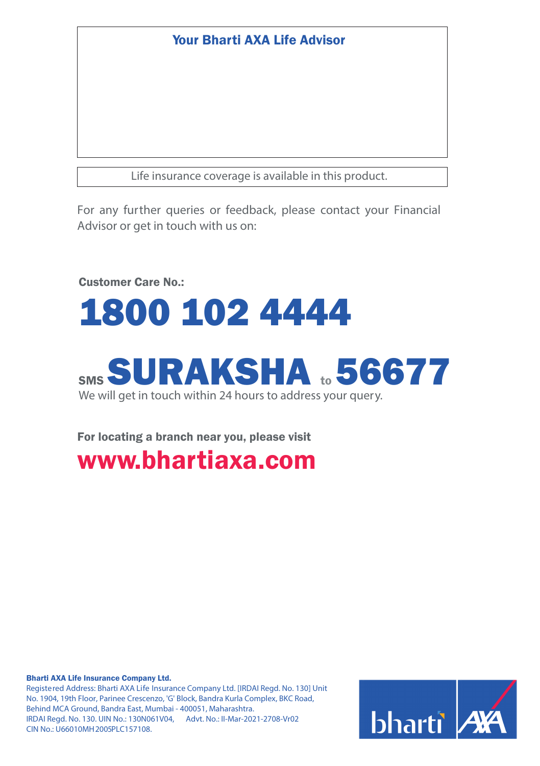**Your Bharti AXA Life Advisor**

Life insurance coverage is available in this product.

For any further queries or feedback, please contact your Financial Advisor or get in touch with us on:

**Customer Care No.:**

# 1800 102 4444

SMS **SURAKSHA** to **56677**

We will get in touch within 24 hours to address your query.

**For locating a branch near you, please visit**

**www.bhartiaxa.com**

**Bharti AXA Life Insurance Company Ltd.**
Registered Address: Bharti AXA Life Insurance Company Ltd. [IRDAI Regd. No. 130] Unit No. 1904, 19th Floor, Parinee Crescenzo, 'G' Block, Bandra Kurla Complex, BKC Road, Behind MCA Ground, Bandra East, Mumbai - 400051, Maharashtra.
IRDAI Regd. No. 130. UIN No.: 130N061V04, Advt. No.: II-Mar-2021-2708-Vr02
CIN No.: U66010MH2005PLC157108.

bharti AXA